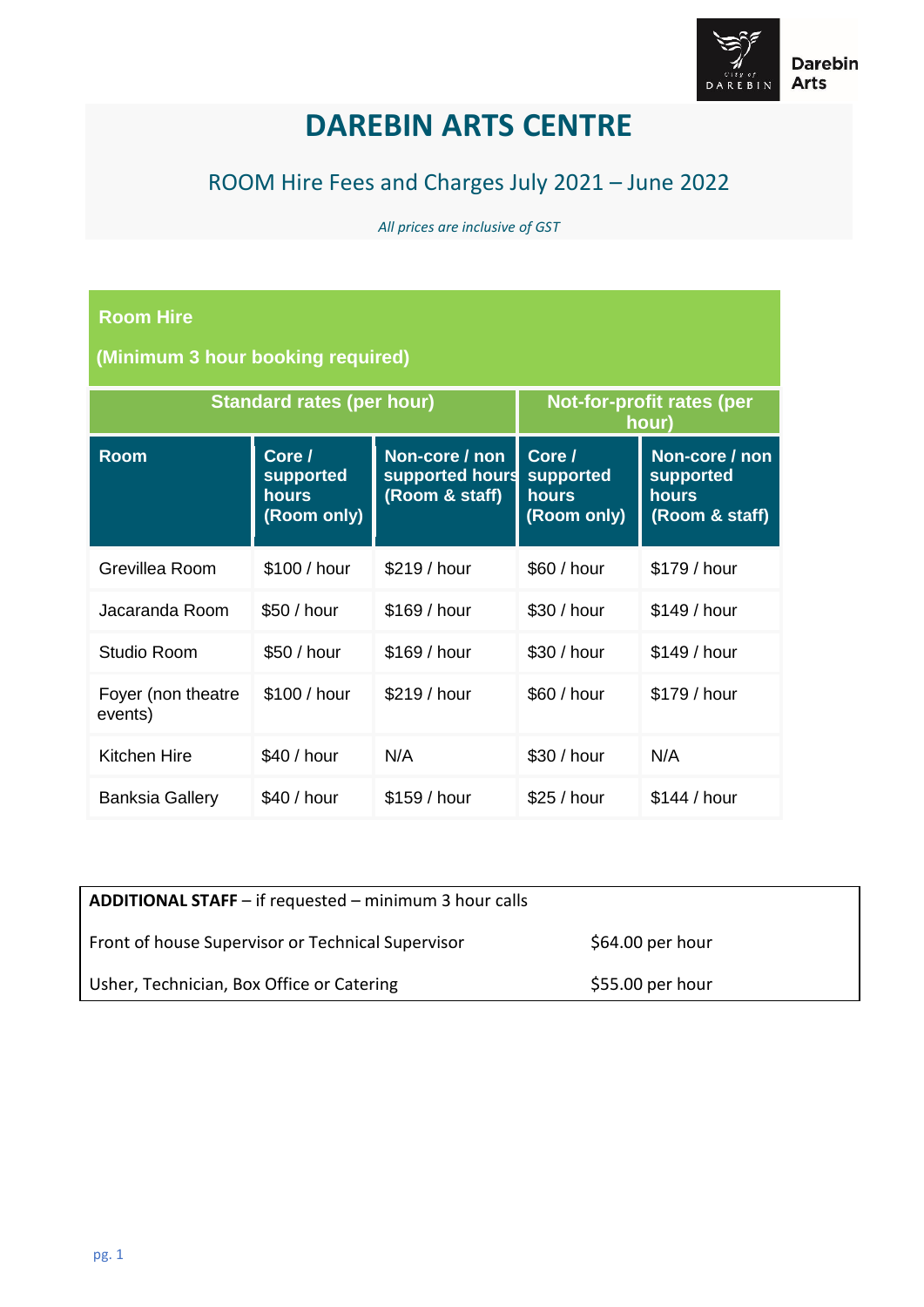# DARBIN ARTS CENTRE

# DAREBIN ARTS CENTRE

## ROOM Hire Fees and Charges July 2021 – June 2022

*All prices are inclusive of GST*

**Room Hire**

**(Minimum 3 hour booking required)**

| | Standard rates (per hour) | | Not-for-profit rates (per hour) | |
|---|---|---|---|---|
| **Room** | **Core / supported hours (Room only)** | **Non-core / non supported hours (Room & staff)** | **Core / supported hours (Room only)** | **Non-core / non supported hours (Room & staff)** |
| Grevillea Room | $100 / hour | $219 / hour | $60 / hour | $179 / hour |
| Jacaranda Room | $50 / hour | $169 / hour | $30 / hour | $149 / hour |
| Studio Room | $50 / hour | $169 / hour | $30 / hour | $149 / hour |
| Foyer (non theatre events) | $100 / hour | $219 / hour | $60 / hour | $179 / hour |
| Kitchen Hire | $40 / hour | N/A | $30 / hour | N/A |
| Banksia Gallery | $40 / hour | $159 / hour | $25 / hour | $144 / hour |

| **ADDITIONAL STAFF** – if requested – minimum 3 hour calls | |
|---|---|
| Front of house Supervisor or Technical Supervisor | $64.00 per hour |
| Usher, Technician, Box Office or Catering | $55.00 per hour |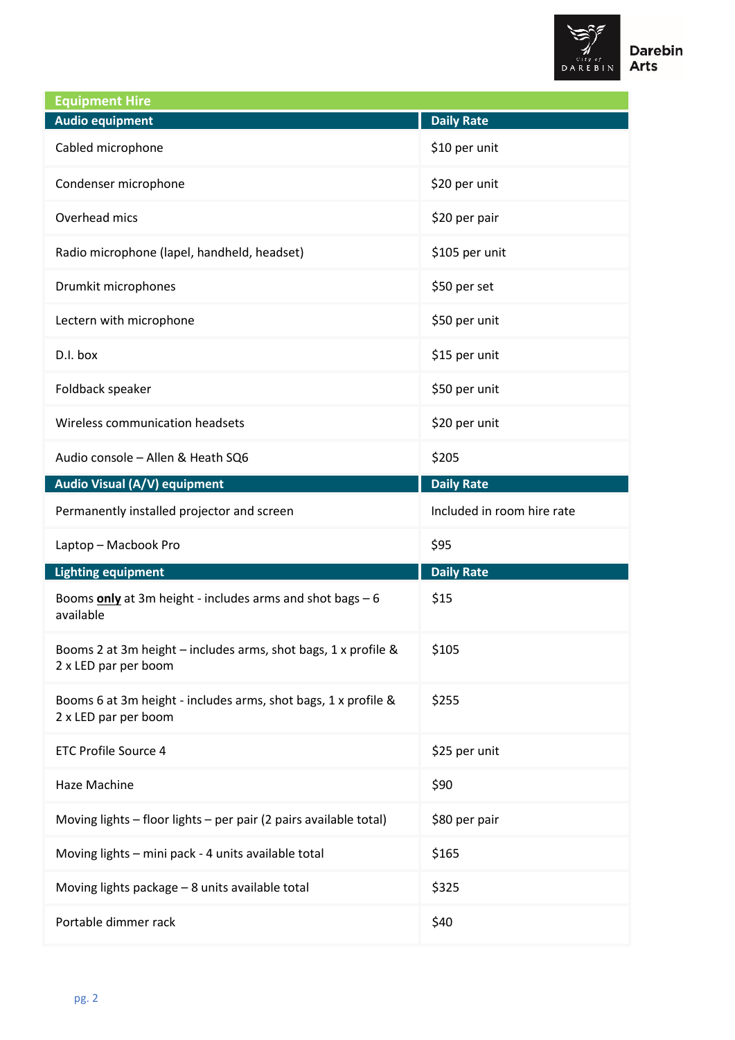## Equipment Hire

| Audio equipment | Daily Rate |
| --- | --- |
| Cabled microphone | $10 per unit |
| Condenser microphone | $20 per unit |
| Overhead mics | $20 per pair |
| Radio microphone (lapel, handheld, headset) | $105 per unit |
| Drumkit microphones | $50 per set |
| Lectern with microphone | $50 per unit |
| D.I. box | $15 per unit |
| Foldback speaker | $50 per unit |
| Wireless communication headsets | $20 per unit |
| Audio console – Allen & Heath SQ6 | $205 |
| **Audio Visual (A/V) equipment** | **Daily Rate** |
| Permanently installed projector and screen | Included in room hire rate |
| Laptop – Macbook Pro | $95 |
| **Lighting equipment** | **Daily Rate** |
| Booms **only** at 3m height - includes arms and shot bags – 6 available | $15 |
| Booms 2 at 3m height – includes arms, shot bags, 1 x profile & 2 x LED par per boom | $105 |
| Booms 6 at 3m height - includes arms, shot bags, 1 x profile & 2 x LED par per boom | $255 |
| ETC Profile Source 4 | $25 per unit |
| Haze Machine | $90 |
| Moving lights – floor lights – per pair (2 pairs available total) | $80 per pair |
| Moving lights – mini pack - 4 units available total | $165 |
| Moving lights package – 8 units available total | $325 |
| Portable dimmer rack | $40 |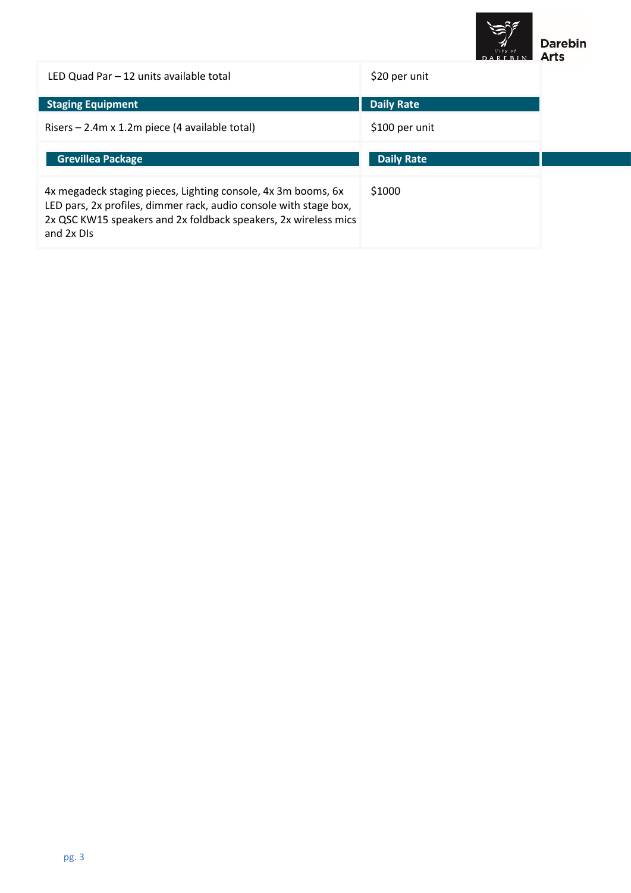| | |
|---|---|
| LED Quad Par – 12 units available total | $20 per unit |
| **Staging Equipment** | **Daily Rate** |
| Risers – 2.4m x 1.2m piece (4 available total) | $100 per unit |
| **Grevillea Package** | **Daily Rate** |
| 4x megadeck staging pieces, Lighting console, 4x 3m booms, 6x LED pars, 2x profiles, dimmer rack, audio console with stage box, 2x QSC KW15 speakers and 2x foldback speakers, 2x wireless mics and 2x DIs | $1000 |